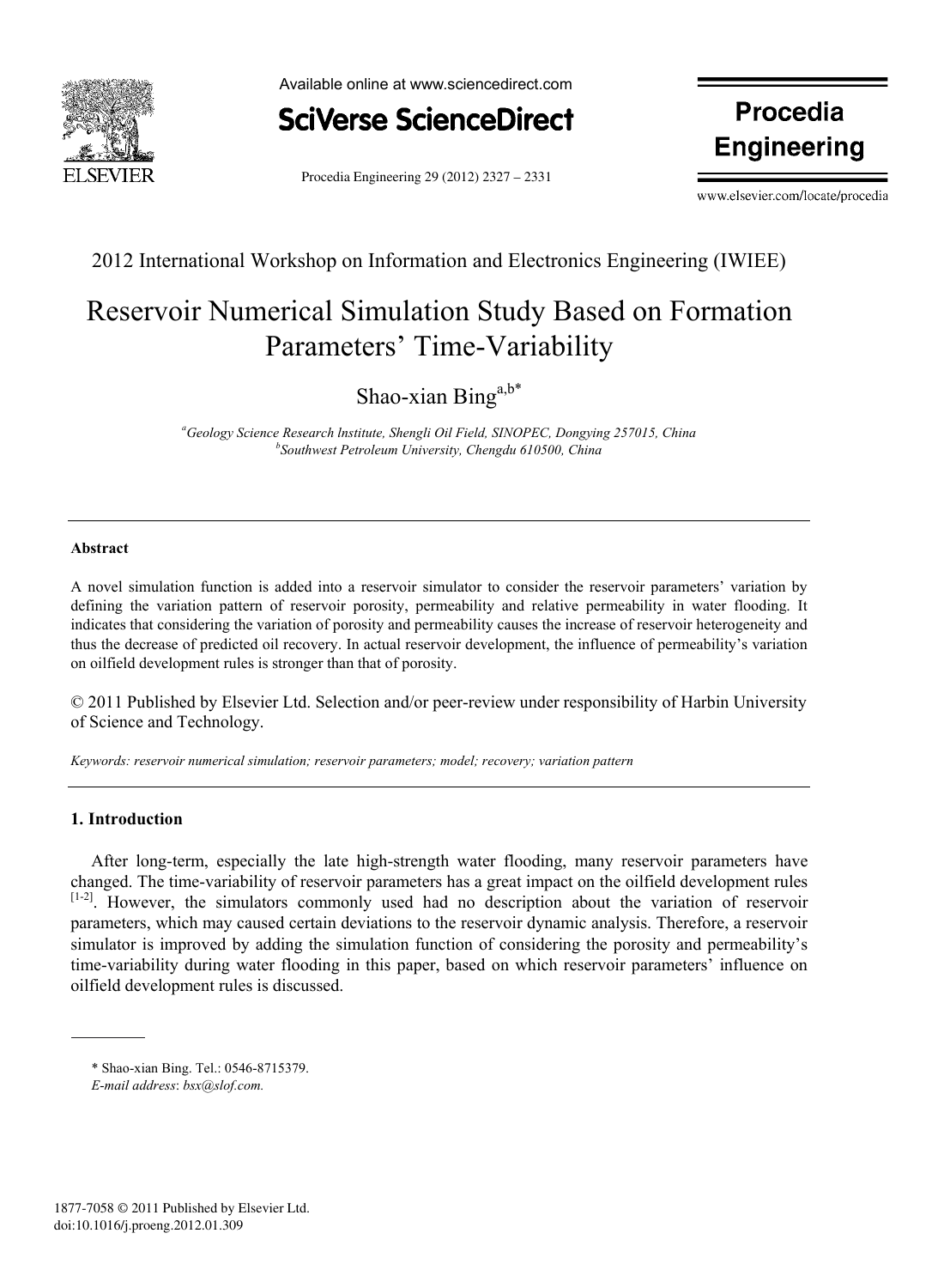2012 International Workshop on Information and Electronics Engineering (IWIEE)

# Reservoir Numerical Simulation Study Based on Formation Parameters' Time-Variability

Shao-xian Bing[a,b*]

[a]*Geology Science Research lnstitute, Shengli Oil Field, SINOPEC, Dongying 257015, China*
[b]*Southwest Petroleum University, Chengdu 610500, China*

---

### Abstract

A novel simulation function is added into a reservoir simulator to consider the reservoir parameters' variation by defining the variation pattern of reservoir porosity, permeability and relative permeability in water flooding. It indicates that considering the variation of porosity and permeability causes the increase of reservoir heterogeneity and thus the decrease of predicted oil recovery. In actual reservoir development, the influence of permeability's variation on oilfield development rules is stronger than that of porosity.

© 2011 Published by Elsevier Ltd. Selection and/or peer-review under responsibility of Harbin University of Science and Technology.

*Keywords: reservoir numerical simulation; reservoir parameters; model; recovery; variation pattern*

---

## 1. Introduction

After long-term, especially the late high-strength water flooding, many reservoir parameters have changed. The time-variability of reservoir parameters has a great impact on the oilfield development rules [1-2]. However, the simulators commonly used had no description about the variation of reservoir parameters, which may caused certain deviations to the reservoir dynamic analysis. Therefore, a reservoir simulator is improved by adding the simulation function of considering the porosity and permeability's time-variability during water flooding in this paper, based on which reservoir parameters' influence on oilfield development rules is discussed.

---

\* Shao-xian Bing. Tel.: 0546-8715379.
*E-mail address*: *bsx@slof.com.*

1877-7058 © 2011 Published by Elsevier Ltd.
doi:10.1016/j.proeng.2012.01.309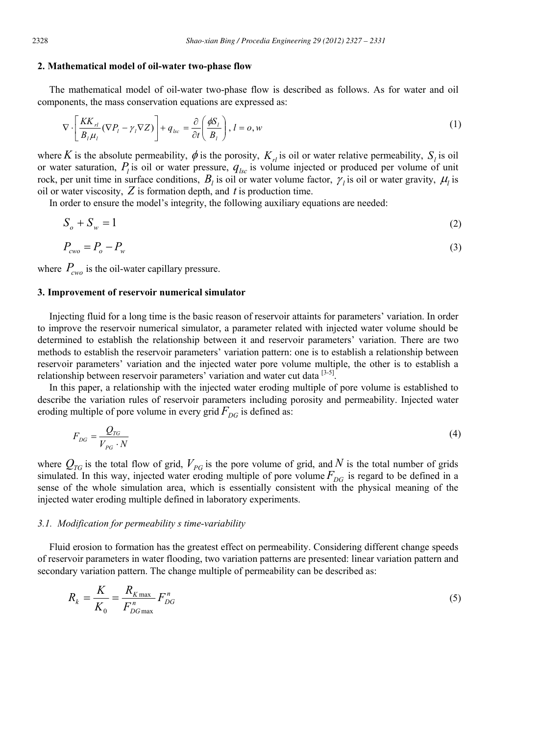## 2. Mathematical model of oil-water two-phase flow

The mathematical model of oil-water two-phase flow is described as follows. As for water and oil components, the mass conservation equations are expressed as:

$$\nabla \cdot \left[ \frac{KK_{rl}}{B_l \mu_l} (\nabla P_l - \gamma_l \nabla Z) \right] + q_{lsc} = \frac{\partial}{\partial t} \left( \frac{\phi S_l}{B_l} \right), l = o, w \tag{1}$$

where $K$ is the absolute permeability, $\phi$ is the porosity, $K_{rl}$ is oil or water relative permeability, $S_l$ is oil or water saturation, $P_l$ is oil or water pressure, $q_{lsc}$ is volume injected or produced per volume of unit rock, per unit time in surface conditions, $B_l$ is oil or water volume factor, $\gamma_l$ is oil or water gravity, $\mu_l$ is oil or water viscosity, $Z$ is formation depth, and $t$ is production time.

In order to ensure the model's integrity, the following auxiliary equations are needed:

$$S_o + S_w = 1 \tag{2}$$

$$P_{cwo} = P_o - P_w \tag{3}$$

where $P_{cwo}$ is the oil-water capillary pressure.

## 3. Improvement of reservoir numerical simulator

Injecting fluid for a long time is the basic reason of reservoir attaints for parameters' variation. In order to improve the reservoir numerical simulator, a parameter related with injected water volume should be determined to establish the relationship between it and reservoir parameters' variation. There are two methods to establish the reservoir parameters' variation pattern: one is to establish a relationship between reservoir parameters' variation and the injected water pore volume multiple, the other is to establish a relationship between reservoir parameters' variation and water cut data [3-5].

In this paper, a relationship with the injected water eroding multiple of pore volume is established to describe the variation rules of reservoir parameters including porosity and permeability. Injected water eroding multiple of pore volume in every grid $F_{DG}$ is defined as:

$$F_{DG} = \frac{Q_{TG}}{V_{PG} \cdot N} \tag{4}$$

where $Q_{TG}$ is the total flow of grid, $V_{PG}$ is the pore volume of grid, and $N$ is the total number of grids simulated. In this way, injected water eroding multiple of pore volume $F_{DG}$ is regard to be defined in a sense of the whole simulation area, which is essentially consistent with the physical meaning of the injected water eroding multiple defined in laboratory experiments.

### *3.1. Modification for permeability s time-variability*

Fluid erosion to formation has the greatest effect on permeability. Considering different change speeds of reservoir parameters in water flooding, two variation patterns are presented: linear variation pattern and secondary variation pattern. The change multiple of permeability can be described as:

$$R_k = \frac{K}{K_0} = \frac{R_{K\max}}{F_{DG\max}^n} F_{DG}^n \tag{5}$$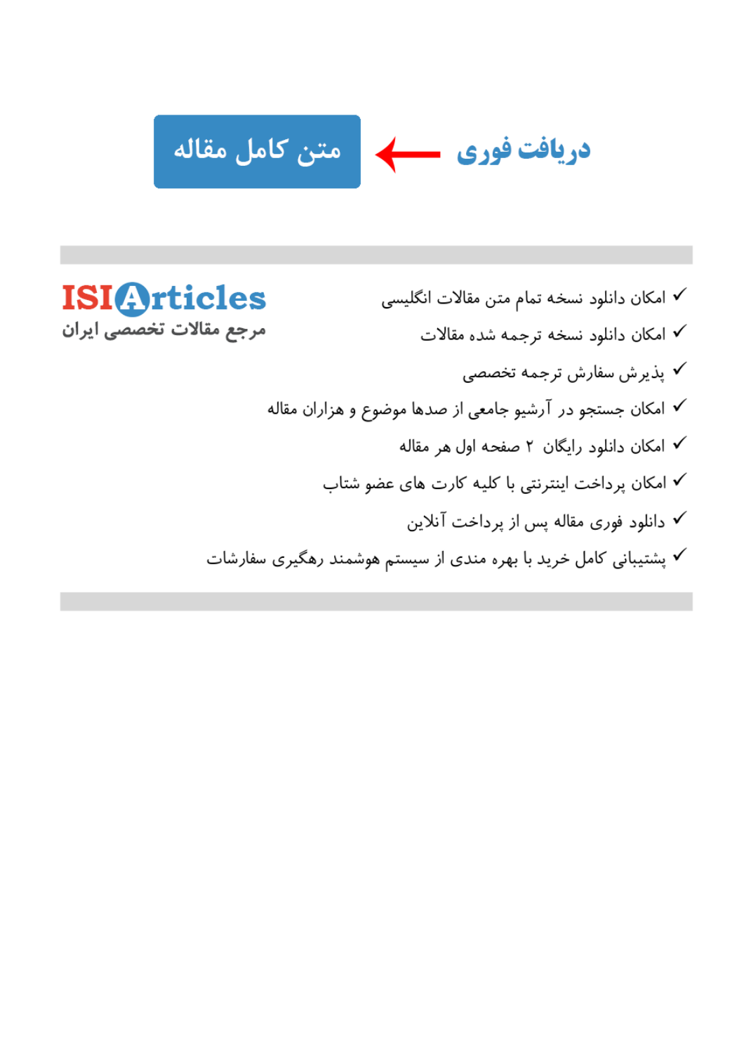دریافت فوری ← متن کامل مقاله

**ISIArticles**

مرجع مقالات تخصصی ایران

- ✓ امکان دانلود نسخه تمام متن مقالات انگلیسی
- ✓ امکان دانلود نسخه ترجمه شده مقالات
- ✓ پذیرش سفارش ترجمه تخصصی
- ✓ امکان جستجو در آرشیو جامعی از صدها موضوع و هزاران مقاله
- ✓ امکان دانلود رایگان ۲ صفحه اول هر مقاله
- ✓ امکان پرداخت اینترنتی با کلیه کارت های عضو شتاب
- ✓ دانلود فوری مقاله پس از پرداخت آنلاین
- ✓ پشتیبانی کامل خرید با بهره مندی از سیستم هوشمند رهگیری سفارشات